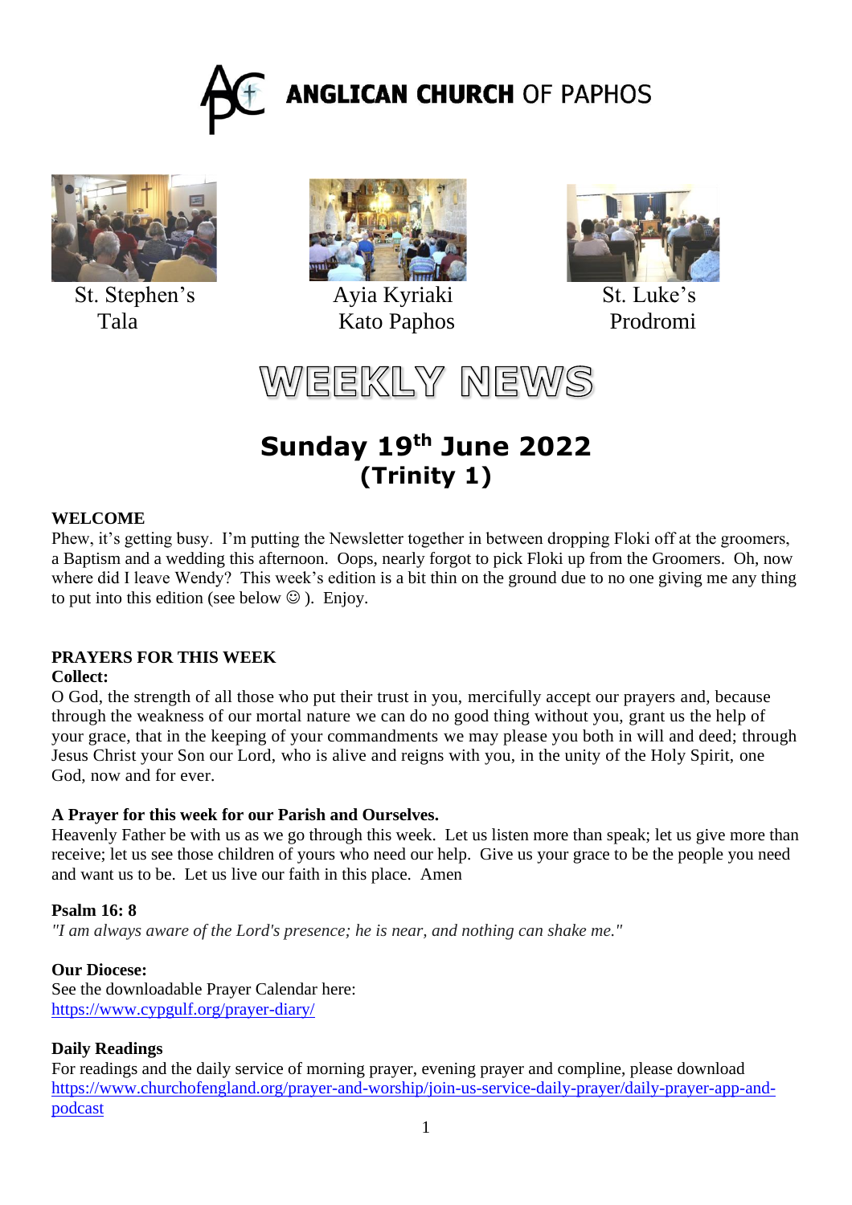# ANGLICAN CHURCH OF PAPHOS

St. Stephen's
Tala

Ayia Kyriaki
Kato Paphos

St. Luke's
Prodromi

# WEEKLY NEWS

## Sunday 19th June 2022
## (Trinity 1)

**WELCOME**

Phew, it's getting busy. I'm putting the Newsletter together in between dropping Floki off at the groomers, a Baptism and a wedding this afternoon. Oops, nearly forgot to pick Floki up from the Groomers. Oh, now where did I leave Wendy? This week's edition is a bit thin on the ground due to no one giving me any thing to put into this edition (see below ☺ ). Enjoy.

**PRAYERS FOR THIS WEEK**

**Collect:**

O God, the strength of all those who put their trust in you, mercifully accept our prayers and, because through the weakness of our mortal nature we can do no good thing without you, grant us the help of your grace, that in the keeping of your commandments we may please you both in will and deed; through Jesus Christ your Son our Lord, who is alive and reigns with you, in the unity of the Holy Spirit, one God, now and for ever.

**A Prayer for this week for our Parish and Ourselves.**

Heavenly Father be with us as we go through this week. Let us listen more than speak; let us give more than receive; let us see those children of yours who need our help. Give us your grace to be the people you need and want us to be. Let us live our faith in this place. Amen

**Psalm 16: 8**

*"I am always aware of the Lord's presence; he is near, and nothing can shake me."*

**Our Diocese:**

See the downloadable Prayer Calendar here:
https://www.cypgulf.org/prayer-diary/

**Daily Readings**

For readings and the daily service of morning prayer, evening prayer and compline, please download
https://www.churchofengland.org/prayer-and-worship/join-us-service-daily-prayer/daily-prayer-app-and-podcast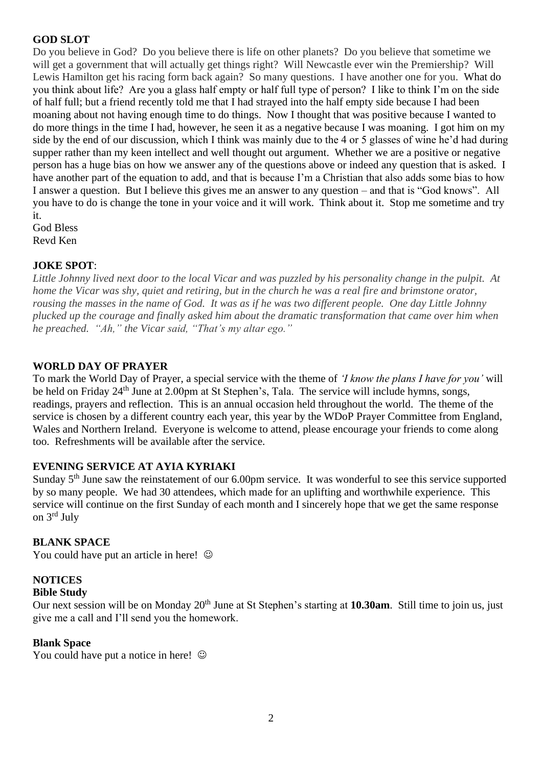## GOD SLOT

Do you believe in God? Do you believe there is life on other planets? Do you believe that sometime we will get a government that will actually get things right? Will Newcastle ever win the Premiership? Will Lewis Hamilton get his racing form back again? So many questions. I have another one for you. What do you think about life? Are you a glass half empty or half full type of person? I like to think I'm on the side of half full; but a friend recently told me that I had strayed into the half empty side because I had been moaning about not having enough time to do things. Now I thought that was positive because I wanted to do more things in the time I had, however, he seen it as a negative because I was moaning. I got him on my side by the end of our discussion, which I think was mainly due to the 4 or 5 glasses of wine he'd had during supper rather than my keen intellect and well thought out argument. Whether we are a positive or negative person has a huge bias on how we answer any of the questions above or indeed any question that is asked. I have another part of the equation to add, and that is because I'm a Christian that also adds some bias to how I answer a question. But I believe this gives me an answer to any question – and that is "God knows". All you have to do is change the tone in your voice and it will work. Think about it. Stop me sometime and try it.

God Bless
Revd Ken

## JOKE SPOT:

*Little Johnny lived next door to the local Vicar and was puzzled by his personality change in the pulpit. At home the Vicar was shy, quiet and retiring, but in the church he was a real fire and brimstone orator, rousing the masses in the name of God. It was as if he was two different people. One day Little Johnny plucked up the courage and finally asked him about the dramatic transformation that came over him when he preached. "Ah," the Vicar said, "That's my altar ego."*

## WORLD DAY OF PRAYER

To mark the World Day of Prayer, a special service with the theme of *'I know the plans I have for you'* will be held on Friday 24th June at 2.00pm at St Stephen's, Tala. The service will include hymns, songs, readings, prayers and reflection. This is an annual occasion held throughout the world. The theme of the service is chosen by a different country each year, this year by the WDoP Prayer Committee from England, Wales and Northern Ireland. Everyone is welcome to attend, please encourage your friends to come along too. Refreshments will be available after the service.

## EVENING SERVICE AT AYIA KYRIAKI

Sunday 5th June saw the reinstatement of our 6.00pm service. It was wonderful to see this service supported by so many people. We had 30 attendees, which made for an uplifting and worthwhile experience. This service will continue on the first Sunday of each month and I sincerely hope that we get the same response on 3rd July

## BLANK SPACE

You could have put an article in here! ☺

## NOTICES

### Bible Study

Our next session will be on Monday 20th June at St Stephen's starting at **10.30am**. Still time to join us, just give me a call and I'll send you the homework.

### Blank Space

You could have put a notice in here! ☺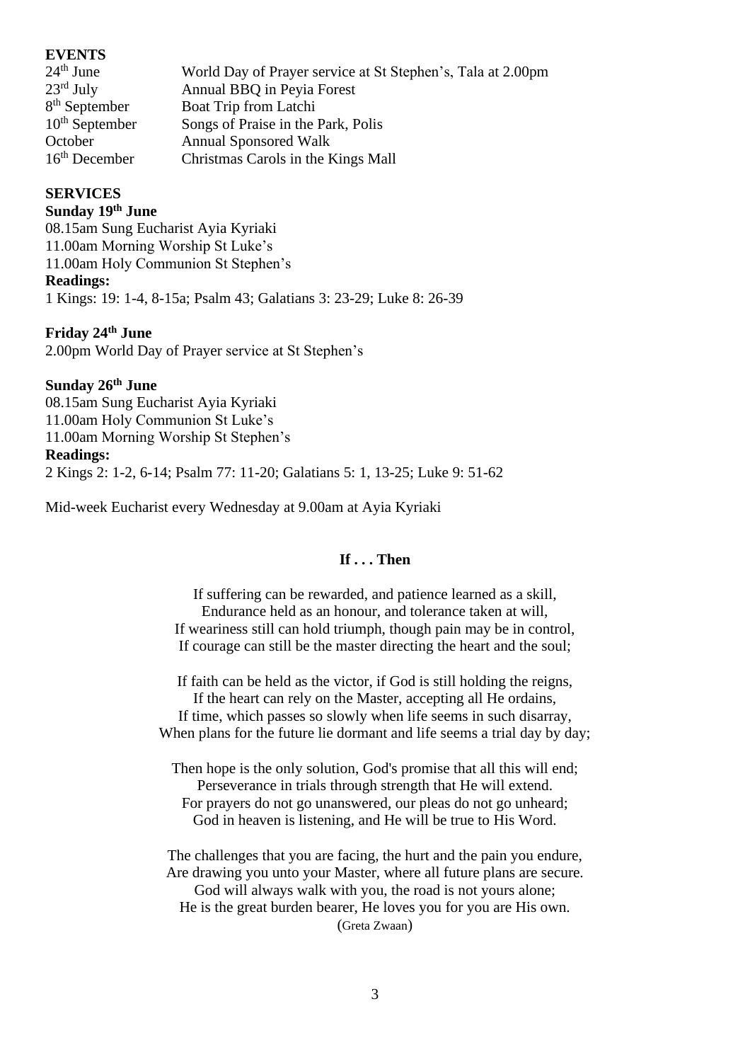## EVENTS

| | |
|---|---|
| 24th June | World Day of Prayer service at St Stephen's, Tala at 2.00pm |
| 23rd July | Annual BBQ in Peyia Forest |
| 8th September | Boat Trip from Latchi |
| 10th September | Songs of Praise in the Park, Polis |
| October | Annual Sponsored Walk |
| 16th December | Christmas Carols in the Kings Mall |

## SERVICES

**Sunday 19th June**

08.15am Sung Eucharist Ayia Kyriaki
11.00am Morning Worship St Luke's
11.00am Holy Communion St Stephen's

**Readings:**

1 Kings: 19: 1-4, 8-15a; Psalm 43; Galatians 3: 23-29; Luke 8: 26-39

**Friday 24th June**

2.00pm World Day of Prayer service at St Stephen's

**Sunday 26th June**

08.15am Sung Eucharist Ayia Kyriaki
11.00am Holy Communion St Luke's
11.00am Morning Worship St Stephen's

**Readings:**

2 Kings 2: 1-2, 6-14; Psalm 77: 11-20; Galatians 5: 1, 13-25; Luke 9: 51-62

Mid-week Eucharist every Wednesday at 9.00am at Ayia Kyriaki

**If . . . Then**

If suffering can be rewarded, and patience learned as a skill,
Endurance held as an honour, and tolerance taken at will,
If weariness still can hold triumph, though pain may be in control,
If courage can still be the master directing the heart and the soul;

If faith can be held as the victor, if God is still holding the reigns,
If the heart can rely on the Master, accepting all He ordains,
If time, which passes so slowly when life seems in such disarray,
When plans for the future lie dormant and life seems a trial day by day;

Then hope is the only solution, God's promise that all this will end;
Perseverance in trials through strength that He will extend.
For prayers do not go unanswered, our pleas do not go unheard;
God in heaven is listening, and He will be true to His Word.

The challenges that you are facing, the hurt and the pain you endure,
Are drawing you unto your Master, where all future plans are secure.
God will always walk with you, the road is not yours alone;
He is the great burden bearer, He loves you for you are His own.
(Greta Zwaan)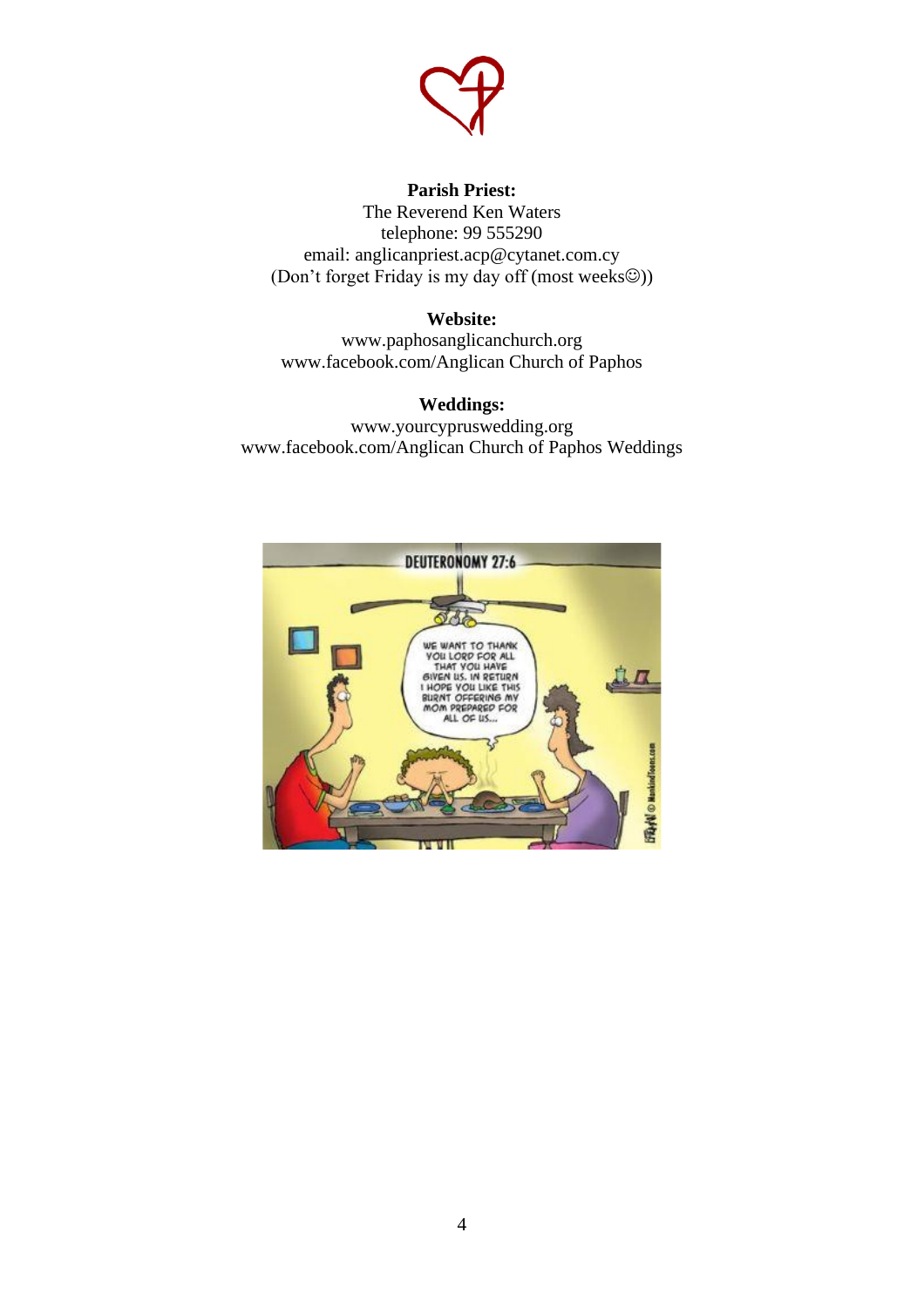**Parish Priest:**
The Reverend Ken Waters
telephone: 99 555290
email: anglicanpriest.acp@cytanet.com.cy
(Don't forget Friday is my day off (most weeks☺))

**Website:**
www.paphosanglicanchurch.org
www.facebook.com/Anglican Church of Paphos

**Weddings:**
www.yourcypruswedding.org
www.facebook.com/Anglican Church of Paphos Weddings